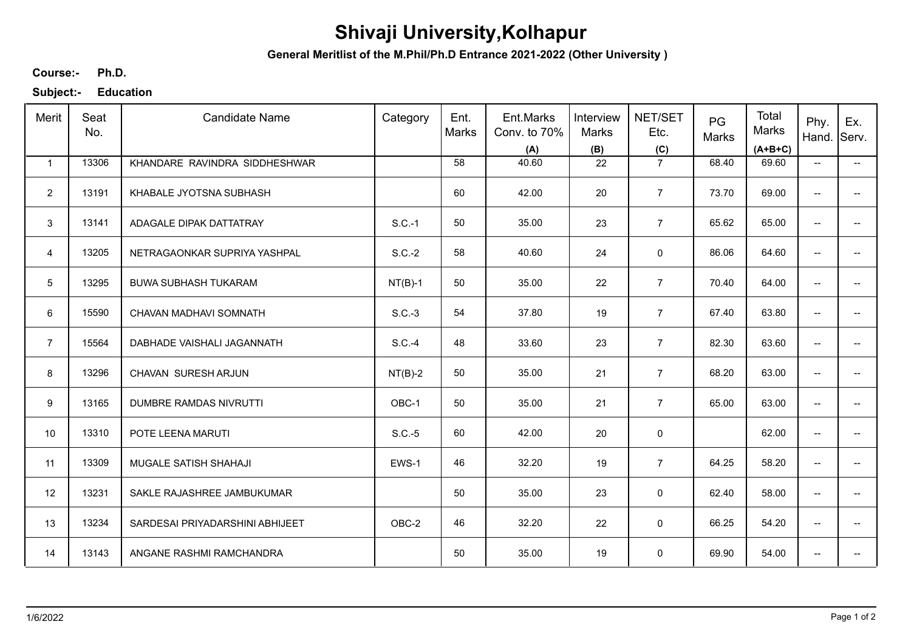# Shivaji University,Kolhapur

**General Meritlist of the M.Phil/Ph.D Entrance 2021-2022 (Other University )**

**Course:-** **Ph.D.**

**Subject:-** **Education**

| Merit | Seat No. | Candidate Name | Category | Ent. Marks | Ent.Marks Conv. to 70% (A) | Interview Marks (B) | NET/SET Etc. (C) | PG Marks | Total Marks (A+B+C) | Phy. Hand. | Ex. Serv. |
|---|---|---|---|---|---|---|---|---|---|---|---|
| 1 | 13306 | KHANDARE RAVINDRA SIDDHESHWAR | | 58 | 40.60 | 22 | 7 | 68.40 | 69.60 | -- | -- |
| 2 | 13191 | KHABALE JYOTSNA SUBHASH | | 60 | 42.00 | 20 | 7 | 73.70 | 69.00 | -- | -- |
| 3 | 13141 | ADAGALE DIPAK DATTATRAY | S.C.-1 | 50 | 35.00 | 23 | 7 | 65.62 | 65.00 | -- | -- |
| 4 | 13205 | NETRAGAONKAR SUPRIYA YASHPAL | S.C.-2 | 58 | 40.60 | 24 | 0 | 86.06 | 64.60 | -- | -- |
| 5 | 13295 | BUWA SUBHASH TUKARAM | NT(B)-1 | 50 | 35.00 | 22 | 7 | 70.40 | 64.00 | -- | -- |
| 6 | 15590 | CHAVAN MADHAVI SOMNATH | S.C.-3 | 54 | 37.80 | 19 | 7 | 67.40 | 63.80 | -- | -- |
| 7 | 15564 | DABHADE VAISHALI JAGANNATH | S.C.-4 | 48 | 33.60 | 23 | 7 | 82.30 | 63.60 | -- | -- |
| 8 | 13296 | CHAVAN SURESH ARJUN | NT(B)-2 | 50 | 35.00 | 21 | 7 | 68.20 | 63.00 | -- | -- |
| 9 | 13165 | DUMBRE RAMDAS NIVRUTTI | OBC-1 | 50 | 35.00 | 21 | 7 | 65.00 | 63.00 | -- | -- |
| 10 | 13310 | POTE LEENA MARUTI | S.C.-5 | 60 | 42.00 | 20 | 0 | | 62.00 | -- | -- |
| 11 | 13309 | MUGALE SATISH SHAHAJI | EWS-1 | 46 | 32.20 | 19 | 7 | 64.25 | 58.20 | -- | -- |
| 12 | 13231 | SAKLE RAJASHREE JAMBUKUMAR | | 50 | 35.00 | 23 | 0 | 62.40 | 58.00 | -- | -- |
| 13 | 13234 | SARDESAI PRIYADARSHINI ABHIJEET | OBC-2 | 46 | 32.20 | 22 | 0 | 66.25 | 54.20 | -- | -- |
| 14 | 13143 | ANGANE RASHMI RAMCHANDRA | | 50 | 35.00 | 19 | 0 | 69.90 | 54.00 | -- | -- |

1/6/2022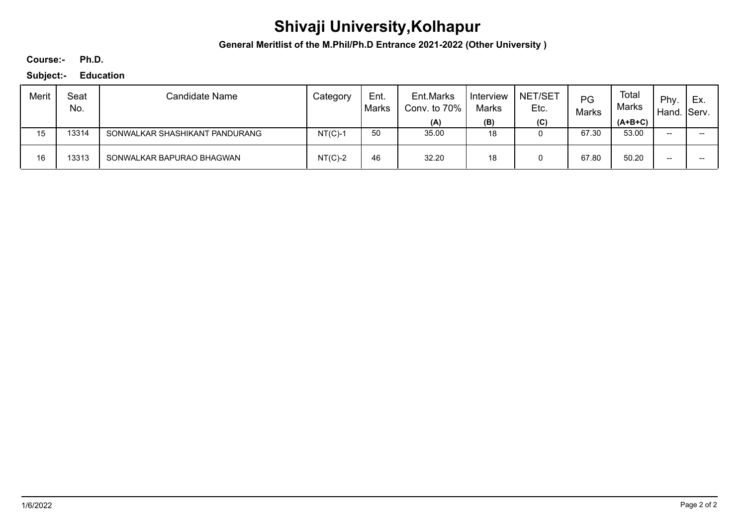# Shivaji University,Kolhapur

**General Meritlist of the M.Phil/Ph.D Entrance 2021-2022 (Other University )**

**Course:-** **Ph.D.**

**Subject:-** **Education**

| Merit | Seat No. | Candidate Name | Category | Ent. Marks | Ent.Marks Conv. to 70% (A) | Interview Marks (B) | NET/SET Etc. (C) | PG Marks | Total Marks (A+B+C) | Phy. Hand. | Ex. Serv. |
|---|---|---|---|---|---|---|---|---|---|---|---|
| 15 | 13314 | SONWALKAR SHASHIKANT PANDURANG | NT(C)-1 | 50 | 35.00 | 18 | 0 | 67.30 | 53.00 | -- | -- |
| 16 | 13313 | SONWALKAR BAPURAO BHAGWAN | NT(C)-2 | 46 | 32.20 | 18 | 0 | 67.80 | 50.20 | -- | -- |

1/6/2022